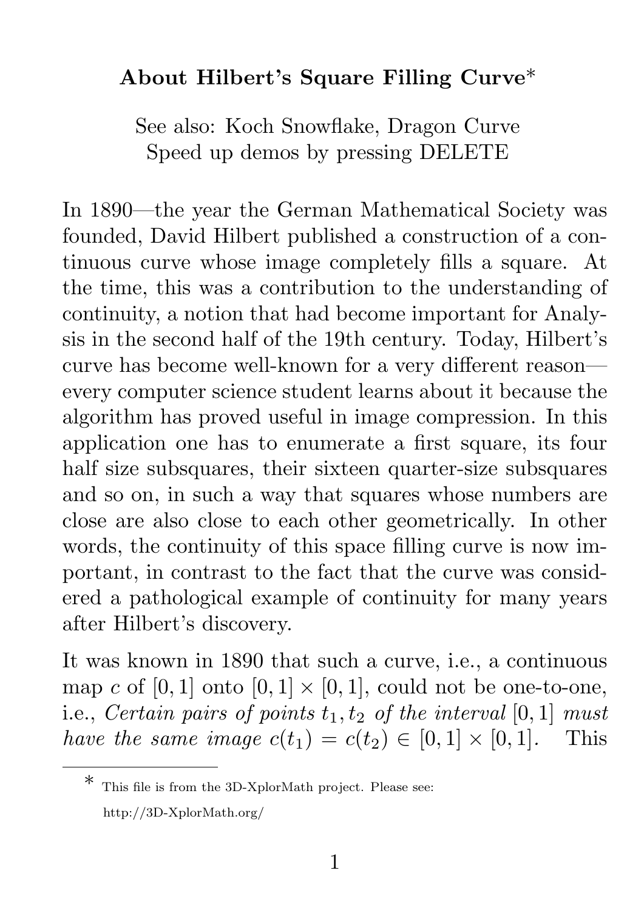# About Hilbert's Square Filling Curve*

See also: Koch Snowflake, Dragon Curve
Speed up demos by pressing DELETE

In 1890—the year the German Mathematical Society was founded, David Hilbert published a construction of a continuous curve whose image completely fills a square. At the time, this was a contribution to the understanding of continuity, a notion that had become important for Analysis in the second half of the 19th century. Today, Hilbert's curve has become well-known for a very different reason—every computer science student learns about it because the algorithm has proved useful in image compression. In this application one has to enumerate a first square, its four half size subsquares, their sixteen quarter-size subsquares and so on, in such a way that squares whose numbers are close are also close to each other geometrically. In other words, the continuity of this space filling curve is now important, in contrast to the fact that the curve was considered a pathological example of continuity for many years after Hilbert's discovery.

It was known in 1890 that such a curve, i.e., a continuous map $c$ of $[0, 1]$ onto $[0, 1] \times [0, 1]$, could not be one-to-one, i.e., *Certain pairs of points $t_1, t_2$ of the interval $[0, 1]$ must have the same image $c(t_1) = c(t_2) \in [0, 1] \times [0, 1]$.* This

---

* This file is from the 3D-XplorMath project. Please see: http://3D-XplorMath.org/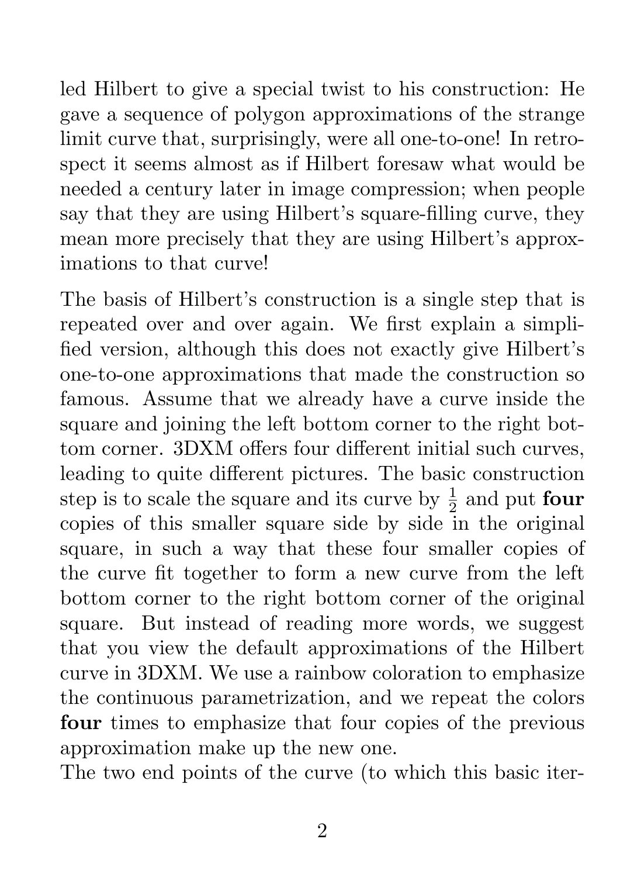led Hilbert to give a special twist to his construction: He gave a sequence of polygon approximations of the strange limit curve that, surprisingly, were all one-to-one! In retrospect it seems almost as if Hilbert foresaw what would be needed a century later in image compression; when people say that they are using Hilbert's square-filling curve, they mean more precisely that they are using Hilbert's approximations to that curve!

The basis of Hilbert's construction is a single step that is repeated over and over again. We first explain a simplified version, although this does not exactly give Hilbert's one-to-one approximations that made the construction so famous. Assume that we already have a curve inside the square and joining the left bottom corner to the right bottom corner. 3DXM offers four different initial such curves, leading to quite different pictures. The basic construction step is to scale the square and its curve by $\frac{1}{2}$ and put **four** copies of this smaller square side by side in the original square, in such a way that these four smaller copies of the curve fit together to form a new curve from the left bottom corner to the right bottom corner of the original square. But instead of reading more words, we suggest that you view the default approximations of the Hilbert curve in 3DXM. We use a rainbow coloration to emphasize the continuous parametrization, and we repeat the colors **four** times to emphasize that four copies of the previous approximation make up the new one.

The two end points of the curve (to which this basic iter-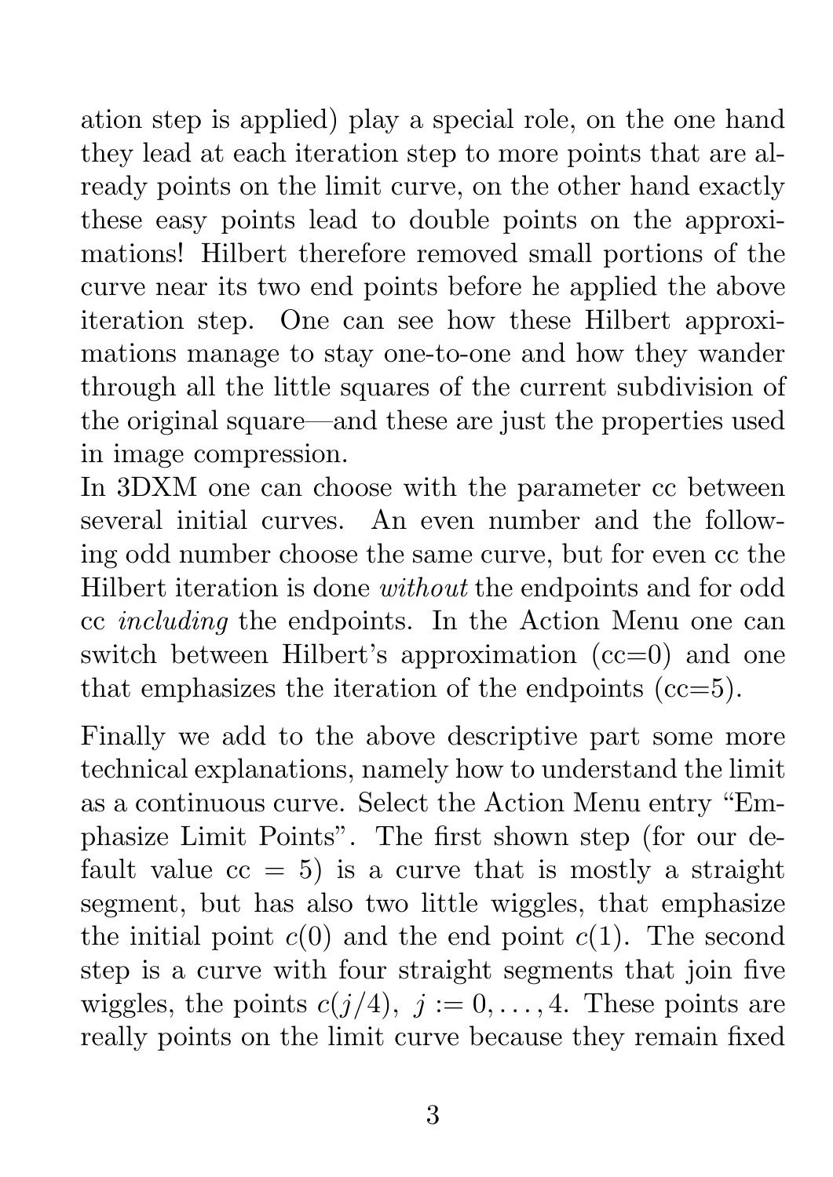ation step is applied) play a special role, on the one hand they lead at each iteration step to more points that are already points on the limit curve, on the other hand exactly these easy points lead to double points on the approximations! Hilbert therefore removed small portions of the curve near its two end points before he applied the above iteration step. One can see how these Hilbert approximations manage to stay one-to-one and how they wander through all the little squares of the current subdivision of the original square—and these are just the properties used in image compression.

In 3DXM one can choose with the parameter cc between several initial curves. An even number and the following odd number choose the same curve, but for even cc the Hilbert iteration is done *without* the endpoints and for odd cc *including* the endpoints. In the Action Menu one can switch between Hilbert's approximation (cc=0) and one that emphasizes the iteration of the endpoints (cc=5).

Finally we add to the above descriptive part some more technical explanations, namely how to understand the limit as a continuous curve. Select the Action Menu entry "Emphasize Limit Points". The first shown step (for our default value cc = 5) is a curve that is mostly a straight segment, but has also two little wiggles, that emphasize the initial point $c(0)$ and the end point $c(1)$. The second step is a curve with four straight segments that join five wiggles, the points $c(j/4),\ j := 0, \ldots, 4$. These points are really points on the limit curve because they remain fixed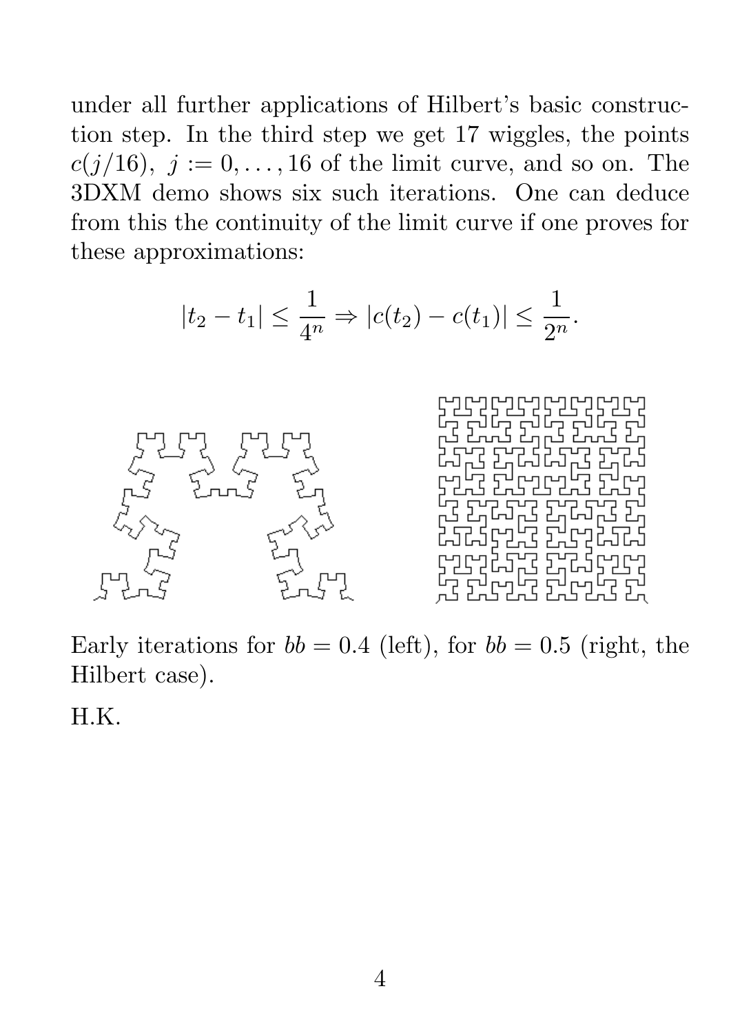under all further applications of Hilbert's basic construction step. In the third step we get 17 wiggles, the points $c(j/16),\ j := 0, \ldots, 16$ of the limit curve, and so on. The 3DXM demo shows six such iterations. One can deduce from this the continuity of the limit curve if one proves for these approximations:

$$|t_2 - t_1| \leq \frac{1}{4^n} \Rightarrow |c(t_2) - c(t_1)| \leq \frac{1}{2^n}.$$

Early iterations for $bb = 0.4$ (left), for $bb = 0.5$ (right, the Hilbert case).

H.K.